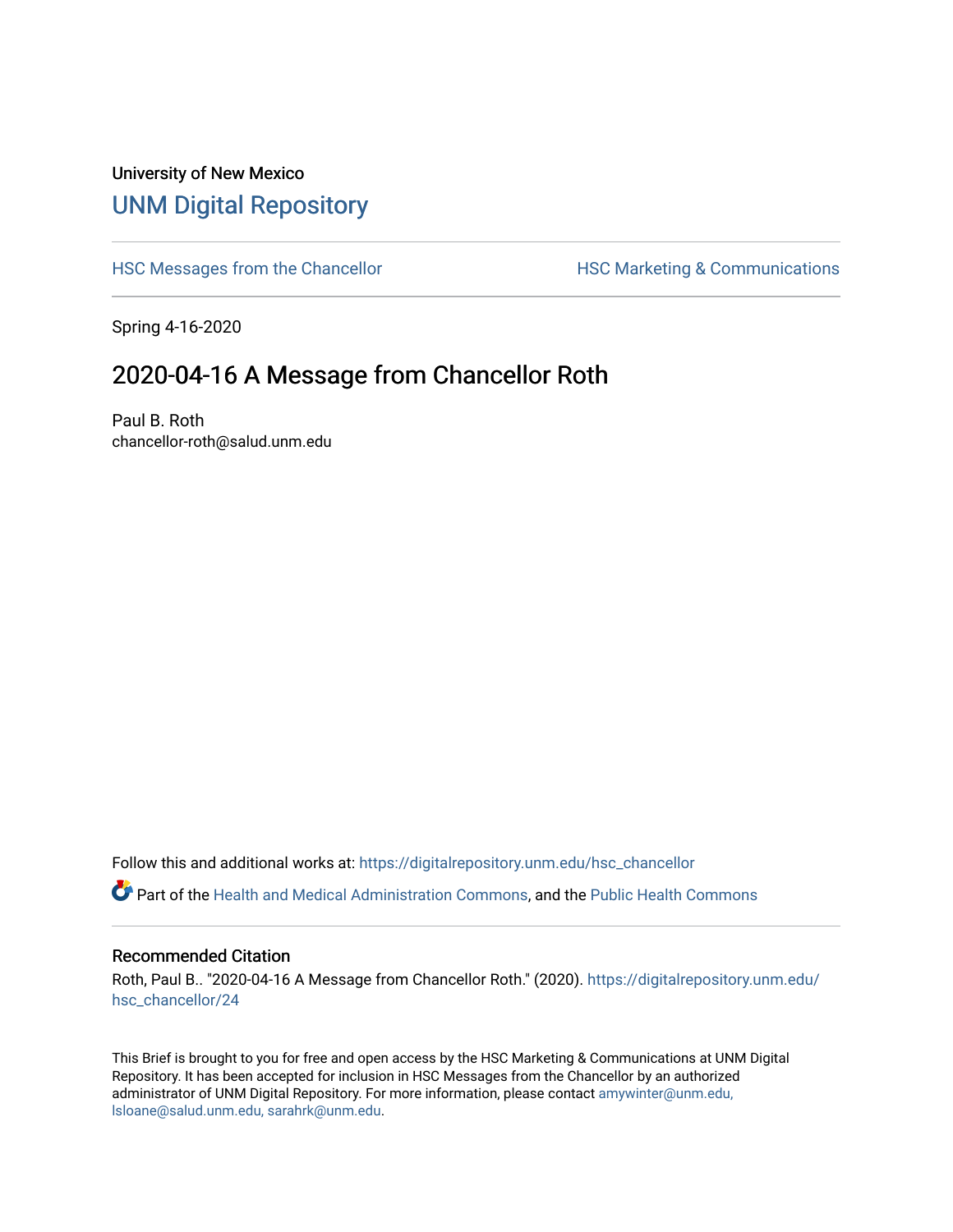University of New Mexico

# UNM Digital Repository

HSC Messages from the Chancellor

HSC Marketing & Communications

Spring 4-16-2020

## 2020-04-16 A Message from Chancellor Roth

Paul B. Roth
chancellor-roth@salud.unm.edu

Follow this and additional works at: https://digitalrepository.unm.edu/hsc_chancellor

Part of the Health and Medical Administration Commons, and the Public Health Commons

### Recommended Citation

Roth, Paul B.. "2020-04-16 A Message from Chancellor Roth." (2020). https://digitalrepository.unm.edu/hsc_chancellor/24

This Brief is brought to you for free and open access by the HSC Marketing & Communications at UNM Digital Repository. It has been accepted for inclusion in HSC Messages from the Chancellor by an authorized administrator of UNM Digital Repository. For more information, please contact amywinter@unm.edu, lsloane@salud.unm.edu, sarahrk@unm.edu.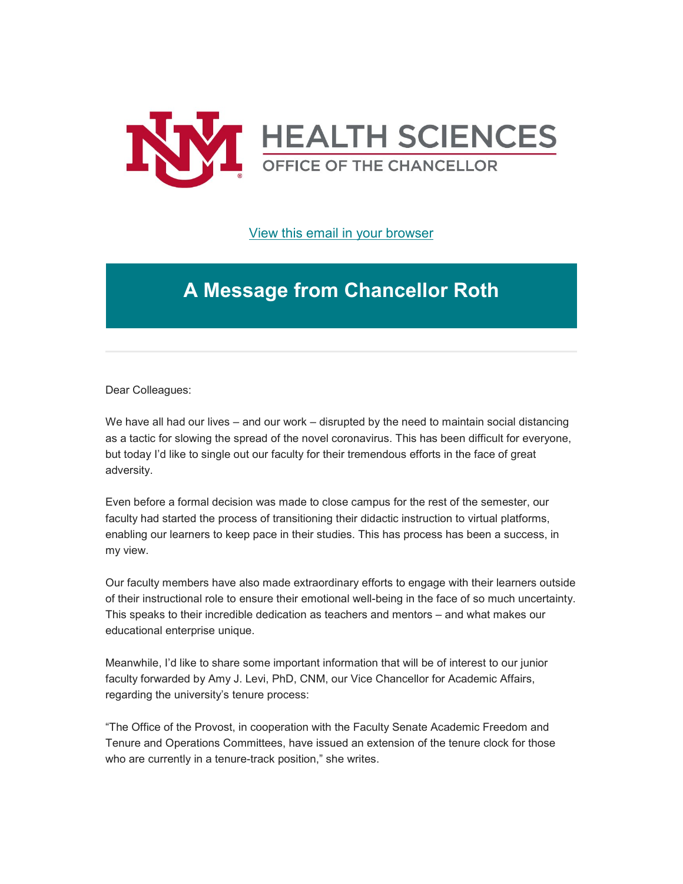HEALTH SCIENCES

OFFICE OF THE CHANCELLOR

[View this email in your browser]

# A Message from Chancellor Roth

---

Dear Colleagues:

We have all had our lives – and our work – disrupted by the need to maintain social distancing as a tactic for slowing the spread of the novel coronavirus. This has been difficult for everyone, but today I'd like to single out our faculty for their tremendous efforts in the face of great adversity.

Even before a formal decision was made to close campus for the rest of the semester, our faculty had started the process of transitioning their didactic instruction to virtual platforms, enabling our learners to keep pace in their studies. This has process has been a success, in my view.

Our faculty members have also made extraordinary efforts to engage with their learners outside of their instructional role to ensure their emotional well-being in the face of so much uncertainty. This speaks to their incredible dedication as teachers and mentors – and what makes our educational enterprise unique.

Meanwhile, I'd like to share some important information that will be of interest to our junior faculty forwarded by Amy J. Levi, PhD, CNM, our Vice Chancellor for Academic Affairs, regarding the university's tenure process:

"The Office of the Provost, in cooperation with the Faculty Senate Academic Freedom and Tenure and Operations Committees, have issued an extension of the tenure clock for those who are currently in a tenure-track position," she writes.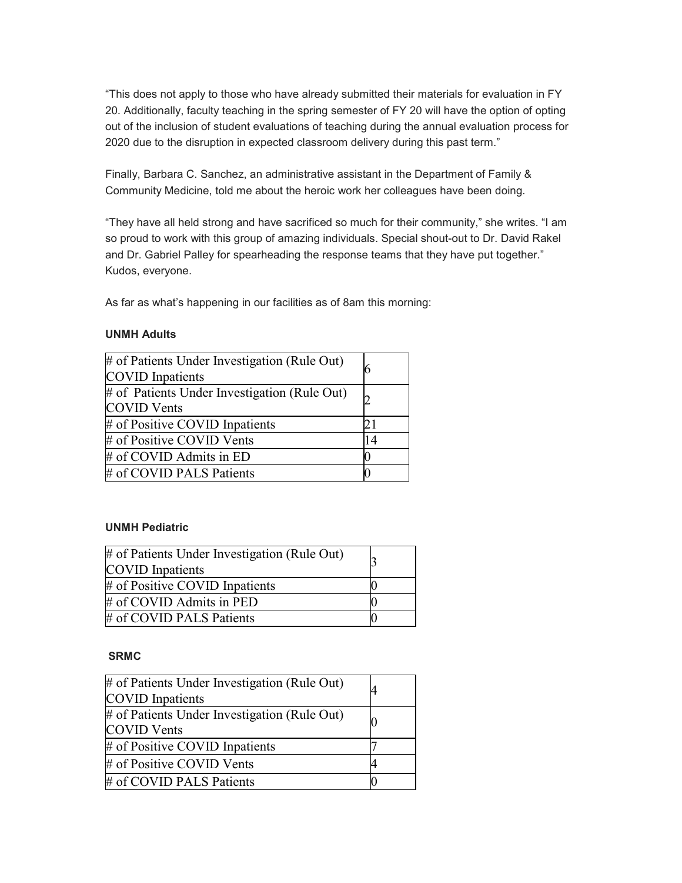"This does not apply to those who have already submitted their materials for evaluation in FY 20. Additionally, faculty teaching in the spring semester of FY 20 will have the option of opting out of the inclusion of student evaluations of teaching during the annual evaluation process for 2020 due to the disruption in expected classroom delivery during this past term."

Finally, Barbara C. Sanchez, an administrative assistant in the Department of Family & Community Medicine, told me about the heroic work her colleagues have been doing.

"They have all held strong and have sacrificed so much for their community," she writes. "I am so proud to work with this group of amazing individuals. Special shout-out to Dr. David Rakel and Dr. Gabriel Palley for spearheading the response teams that they have put together." Kudos, everyone.

As far as what's happening in our facilities as of 8am this morning:

**UNMH Adults**

| | |
|---|---|
| # of Patients Under Investigation (Rule Out) COVID Inpatients | 6 |
| # of Patients Under Investigation (Rule Out) COVID Vents | 2 |
| # of Positive COVID Inpatients | 21 |
| # of Positive COVID Vents | 14 |
| # of COVID Admits in ED | 0 |
| # of COVID PALS Patients | 0 |

**UNMH Pediatric**

| | |
|---|---|
| # of Patients Under Investigation (Rule Out) COVID Inpatients | 3 |
| # of Positive COVID Inpatients | 0 |
| # of COVID Admits in PED | 0 |
| # of COVID PALS Patients | 0 |

**SRMC**

| | |
|---|---|
| # of Patients Under Investigation (Rule Out) COVID Inpatients | 4 |
| # of Patients Under Investigation (Rule Out) COVID Vents | 0 |
| # of Positive COVID Inpatients | 7 |
| # of Positive COVID Vents | 4 |
| # of COVID PALS Patients | 0 |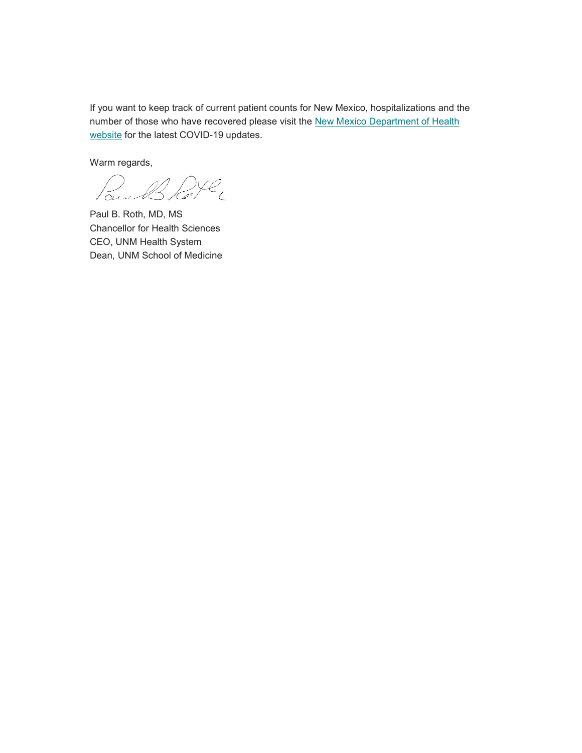If you want to keep track of current patient counts for New Mexico, hospitalizations and the number of those who have recovered please visit the [New Mexico Department of Health website] for the latest COVID-19 updates.

Warm regards,

Paul B. Roth, MD, MS
Chancellor for Health Sciences
CEO, UNM Health System
Dean, UNM School of Medicine